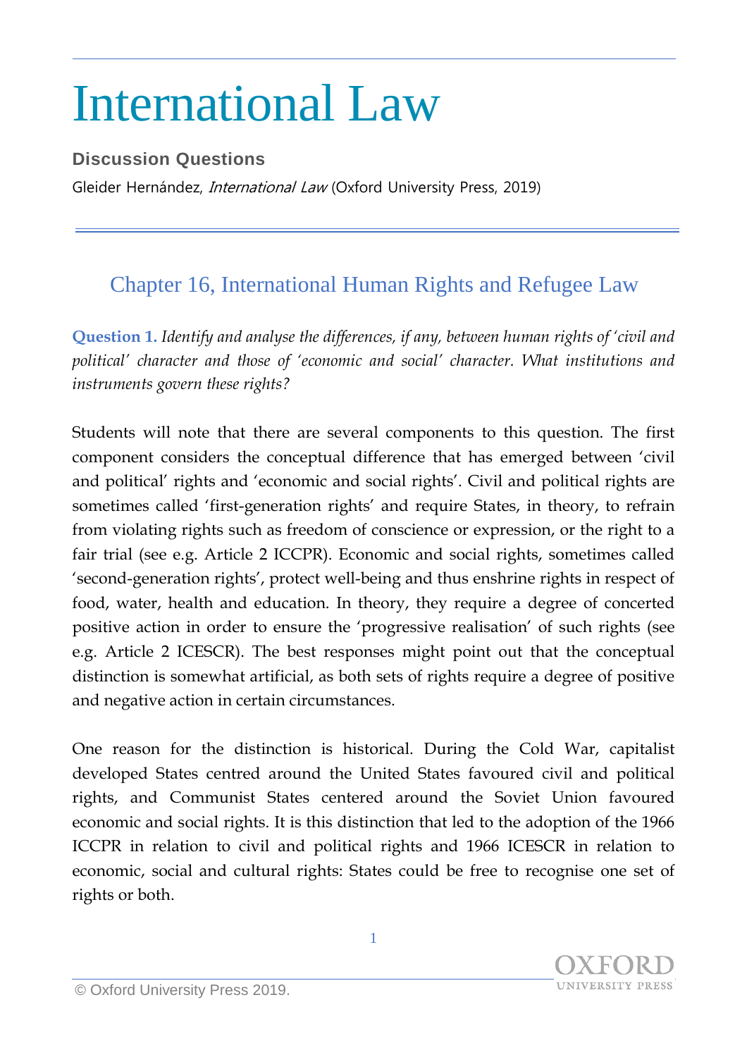# International Law

## Discussion Questions

Gleider Hernández, *International Law* (Oxford University Press, 2019)

## Chapter 16, International Human Rights and Refugee Law

**Question 1.** *Identify and analyse the differences, if any, between human rights of 'civil and political' character and those of 'economic and social' character. What institutions and instruments govern these rights?*

Students will note that there are several components to this question. The first component considers the conceptual difference that has emerged between 'civil and political' rights and 'economic and social rights'. Civil and political rights are sometimes called 'first-generation rights' and require States, in theory, to refrain from violating rights such as freedom of conscience or expression, or the right to a fair trial (see e.g. Article 2 ICCPR). Economic and social rights, sometimes called 'second-generation rights', protect well-being and thus enshrine rights in respect of food, water, health and education. In theory, they require a degree of concerted positive action in order to ensure the 'progressive realisation' of such rights (see e.g. Article 2 ICESCR). The best responses might point out that the conceptual distinction is somewhat artificial, as both sets of rights require a degree of positive and negative action in certain circumstances.

One reason for the distinction is historical. During the Cold War, capitalist developed States centred around the United States favoured civil and political rights, and Communist States centered around the Soviet Union favoured economic and social rights. It is this distinction that led to the adoption of the 1966 ICCPR in relation to civil and political rights and 1966 ICESCR in relation to economic, social and cultural rights: States could be free to recognise one set of rights or both.

© Oxford University Press 2019.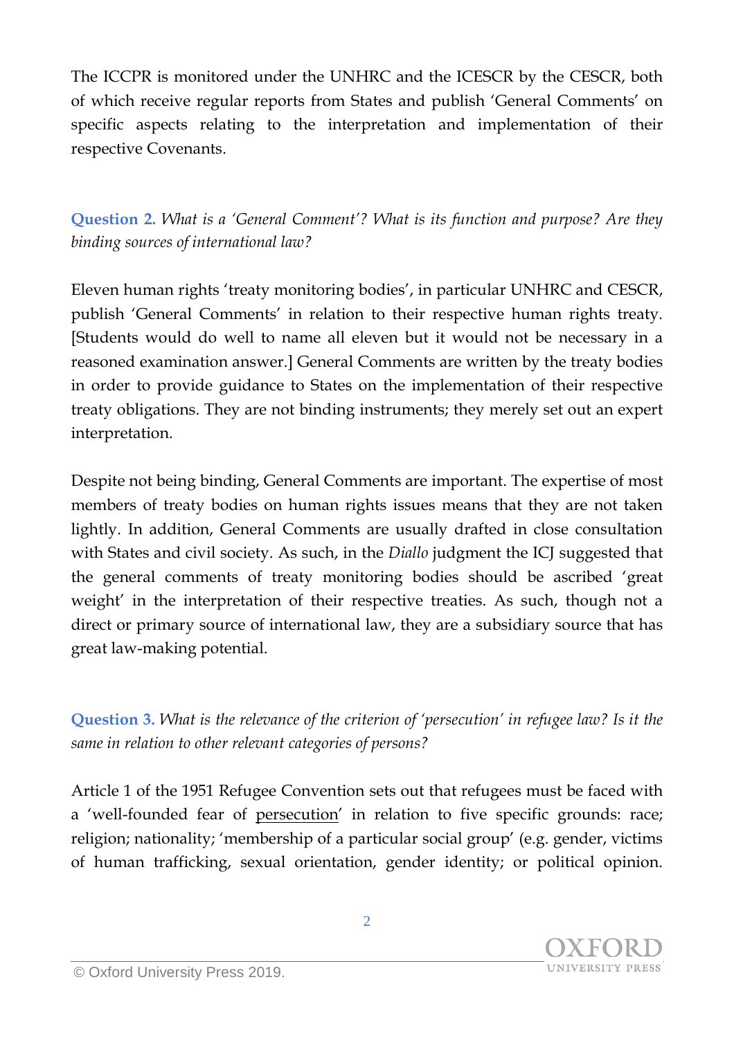The ICCPR is monitored under the UNHRC and the ICESCR by the CESCR, both of which receive regular reports from States and publish 'General Comments' on specific aspects relating to the interpretation and implementation of their respective Covenants.

**Question 2.** *What is a 'General Comment'? What is its function and purpose? Are they binding sources of international law?*

Eleven human rights 'treaty monitoring bodies', in particular UNHRC and CESCR, publish 'General Comments' in relation to their respective human rights treaty. [Students would do well to name all eleven but it would not be necessary in a reasoned examination answer.] General Comments are written by the treaty bodies in order to provide guidance to States on the implementation of their respective treaty obligations. They are not binding instruments; they merely set out an expert interpretation.

Despite not being binding, General Comments are important. The expertise of most members of treaty bodies on human rights issues means that they are not taken lightly. In addition, General Comments are usually drafted in close consultation with States and civil society. As such, in the *Diallo* judgment the ICJ suggested that the general comments of treaty monitoring bodies should be ascribed 'great weight' in the interpretation of their respective treaties. As such, though not a direct or primary source of international law, they are a subsidiary source that has great law-making potential.

**Question 3.** *What is the relevance of the criterion of 'persecution' in refugee law? Is it the same in relation to other relevant categories of persons?*

Article 1 of the 1951 Refugee Convention sets out that refugees must be faced with a 'well-founded fear of persecution' in relation to five specific grounds: race; religion; nationality; 'membership of a particular social group' (e.g. gender, victims of human trafficking, sexual orientation, gender identity; or political opinion.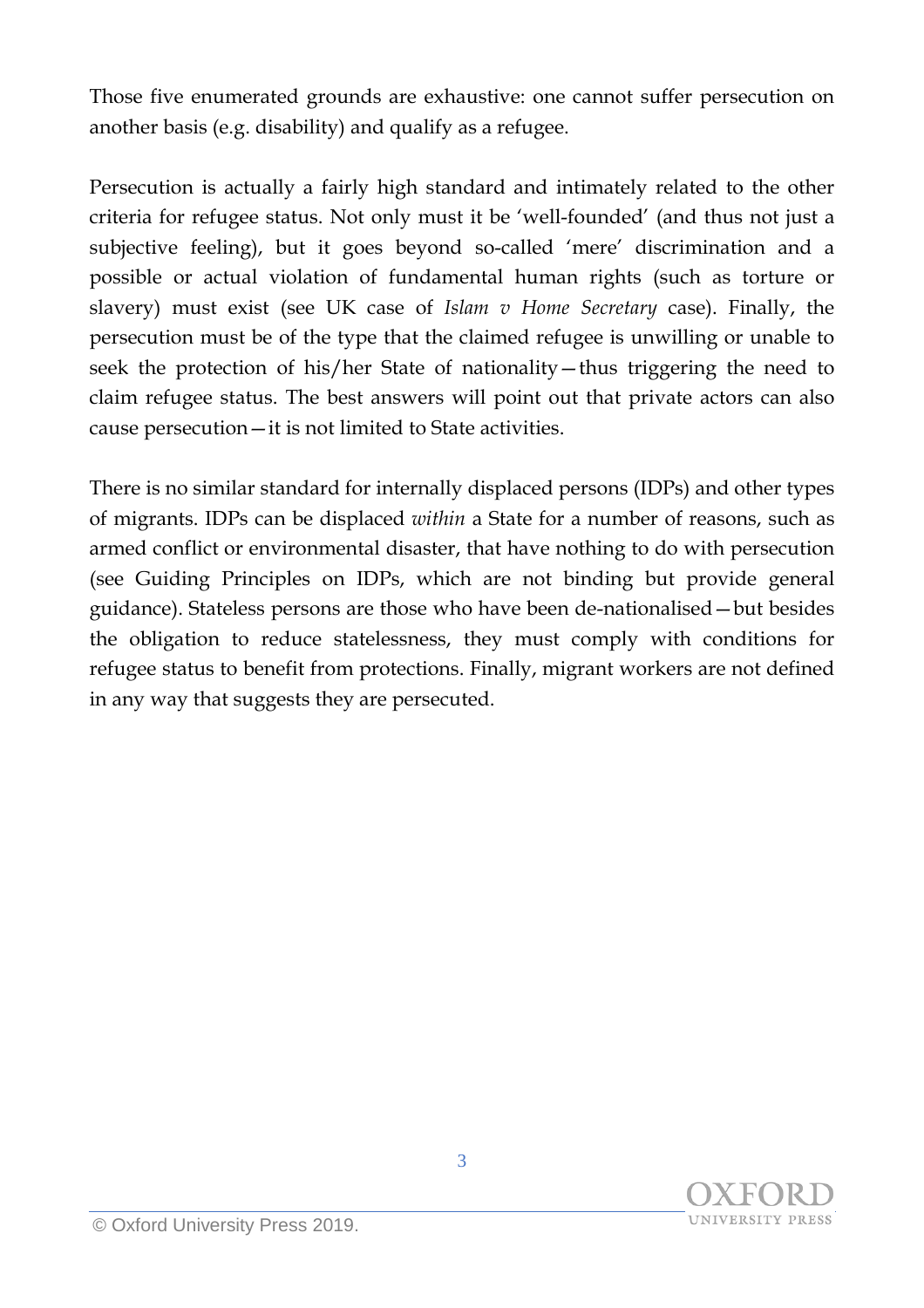Those five enumerated grounds are exhaustive: one cannot suffer persecution on another basis (e.g. disability) and qualify as a refugee.

Persecution is actually a fairly high standard and intimately related to the other criteria for refugee status. Not only must it be 'well-founded' (and thus not just a subjective feeling), but it goes beyond so-called 'mere' discrimination and a possible or actual violation of fundamental human rights (such as torture or slavery) must exist (see UK case of *Islam v Home Secretary* case). Finally, the persecution must be of the type that the claimed refugee is unwilling or unable to seek the protection of his/her State of nationality—thus triggering the need to claim refugee status. The best answers will point out that private actors can also cause persecution—it is not limited to State activities.

There is no similar standard for internally displaced persons (IDPs) and other types of migrants. IDPs can be displaced *within* a State for a number of reasons, such as armed conflict or environmental disaster, that have nothing to do with persecution (see Guiding Principles on IDPs, which are not binding but provide general guidance). Stateless persons are those who have been de-nationalised—but besides the obligation to reduce statelessness, they must comply with conditions for refugee status to benefit from protections. Finally, migrant workers are not defined in any way that suggests they are persecuted.